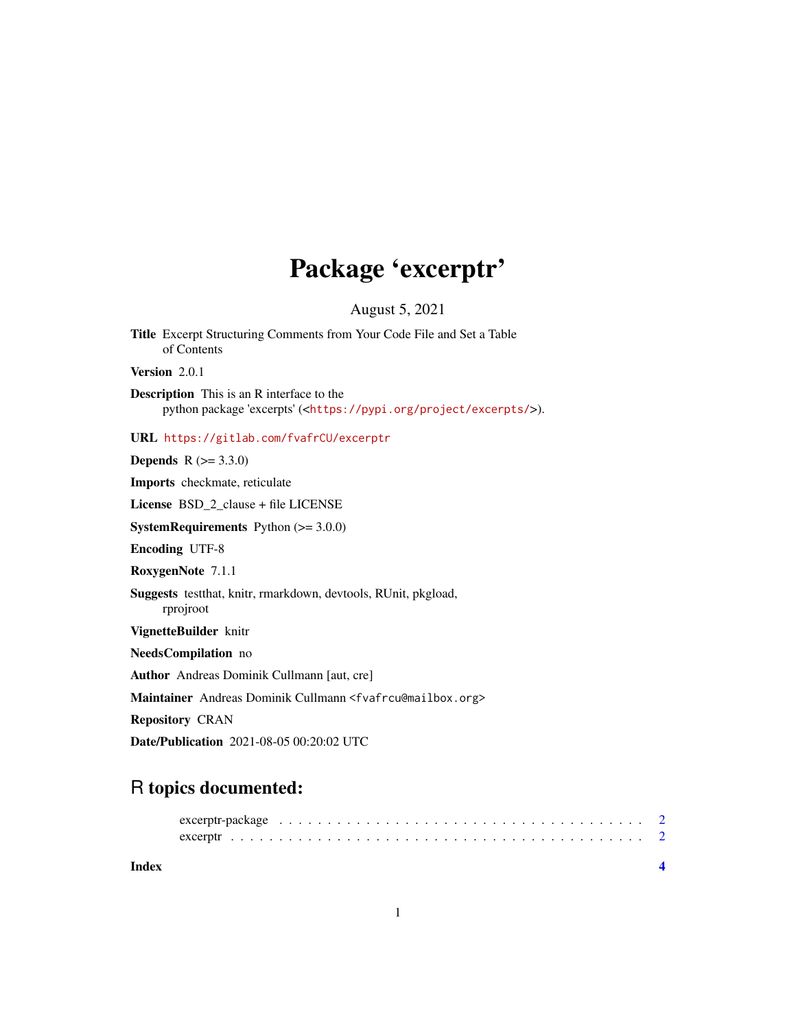# Package 'excerptr'

August 5, 2021

**Title** Excerpt Structuring Comments from Your Code File and Set a Table of Contents

**Version** 2.0.1

**Description** This is an R interface to the python package 'excerpts' (<https://pypi.org/project/excerpts/>).

**URL** https://gitlab.com/fvafrCU/excerptr

**Depends** R (>= 3.3.0)

**Imports** checkmate, reticulate

**License** BSD_2_clause + file LICENSE

**SystemRequirements** Python (>= 3.0.0)

**Encoding** UTF-8

**RoxygenNote** 7.1.1

**Suggests** testthat, knitr, rmarkdown, devtools, RUnit, pkgload, rprojroot

**VignetteBuilder** knitr

**NeedsCompilation** no

**Author** Andreas Dominik Cullmann [aut, cre]

**Maintainer** Andreas Dominik Cullmann <fvafrcu@mailbox.org>

**Repository** CRAN

**Date/Publication** 2021-08-05 00:20:02 UTC

## R topics documented:

excerptr-package . . . . . . . . . . . . . . . . . . . . . . . . . . . . . . . . . . . . 2
excerptr . . . . . . . . . . . . . . . . . . . . . . . . . . . . . . . . . . . . . . . . . 2

**Index** **4**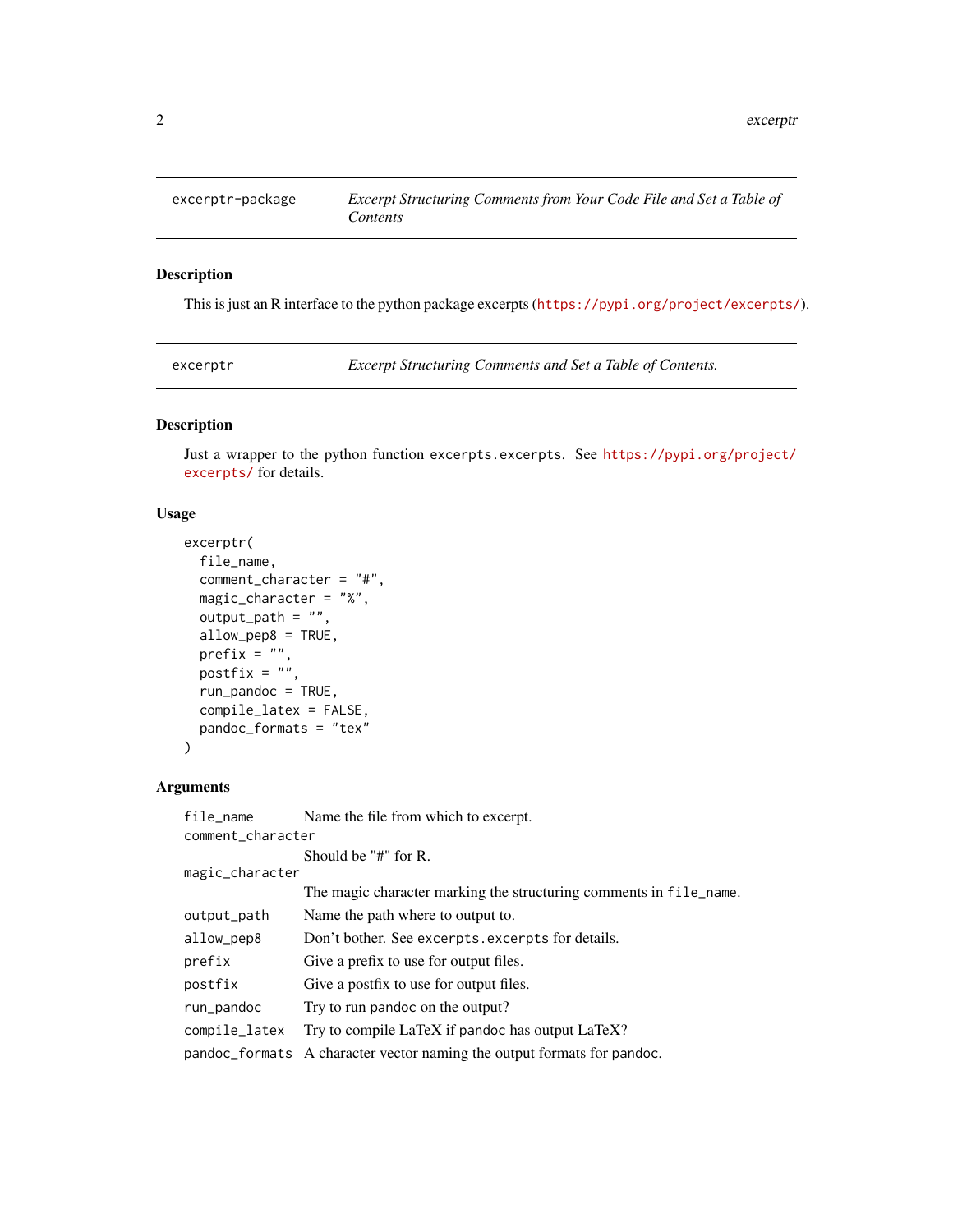| excerptr-package | *Excerpt Structuring Comments from Your Code File and Set a Table of Contents* |
|---|---|

### Description

This is just an R interface to the python package excerpts (https://pypi.org/project/excerpts/).

| excerptr | *Excerpt Structuring Comments and Set a Table of Contents.* |
|---|---|

### Description

Just a wrapper to the python function `excerpts.excerpts`. See https://pypi.org/project/excerpts/ for details.

### Usage

```
excerptr(
  file_name,
  comment_character = "#",
  magic_character = "%",
  output_path = "",
  allow_pep8 = TRUE,
  prefix = "",
  postfix = "",
  run_pandoc = TRUE,
  compile_latex = FALSE,
  pandoc_formats = "tex"
)
```

### Arguments

| | |
|---|---|
| `file_name` | Name the file from which to excerpt. |
| `comment_character` | Should be "#" for R. |
| `magic_character` | The magic character marking the structuring comments in `file_name`. |
| `output_path` | Name the path where to output to. |
| `allow_pep8` | Don't bother. See `excerpts.excerpts` for details. |
| `prefix` | Give a prefix to use for output files. |
| `postfix` | Give a postfix to use for output files. |
| `run_pandoc` | Try to run pandoc on the output? |
| `compile_latex` | Try to compile LaTeX if pandoc has output LaTeX? |
| `pandoc_formats` | A character vector naming the output formats for pandoc. |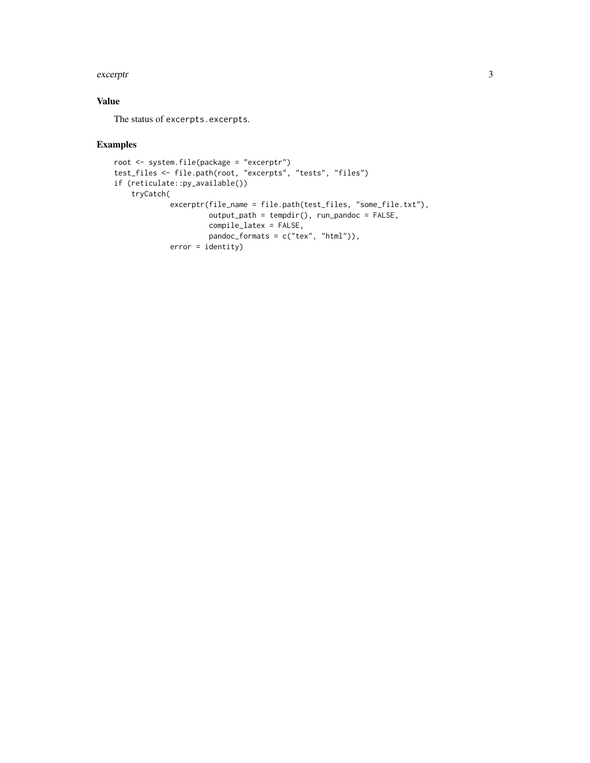## Value

The status of `excerpts.excerpts`.

## Examples

```
root <- system.file(package = "excerptr")
test_files <- file.path(root, "excerpts", "tests", "files")
if (reticulate::py_available())
    tryCatch(
             excerptr(file_name = file.path(test_files, "some_file.txt"),
                      output_path = tempdir(), run_pandoc = FALSE,
                      compile_latex = FALSE,
                      pandoc_formats = c("tex", "html")),
             error = identity)
```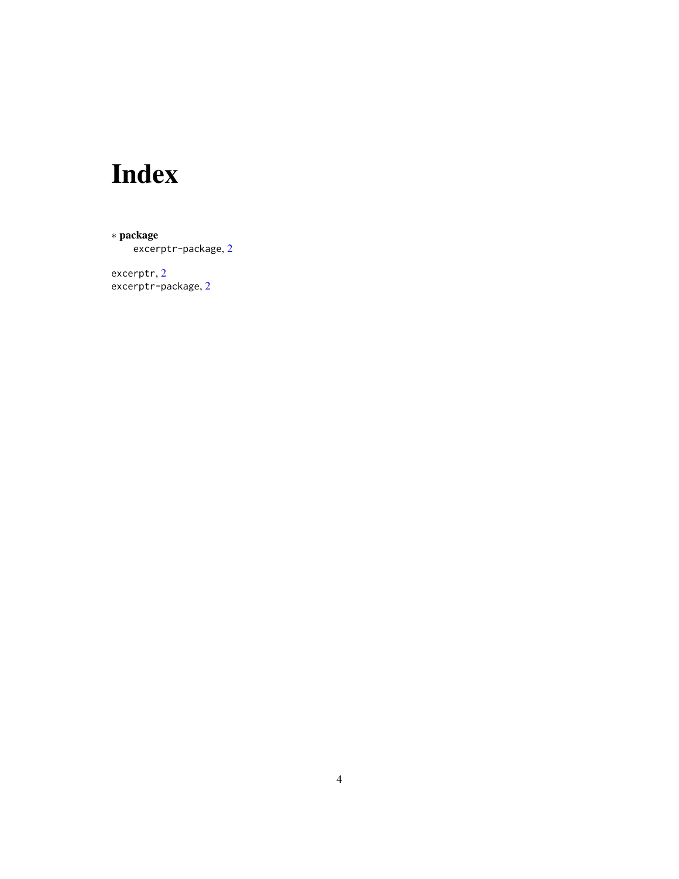# Index

∗ **package**
    excerptr-package, 2

excerptr, 2
excerptr-package, 2